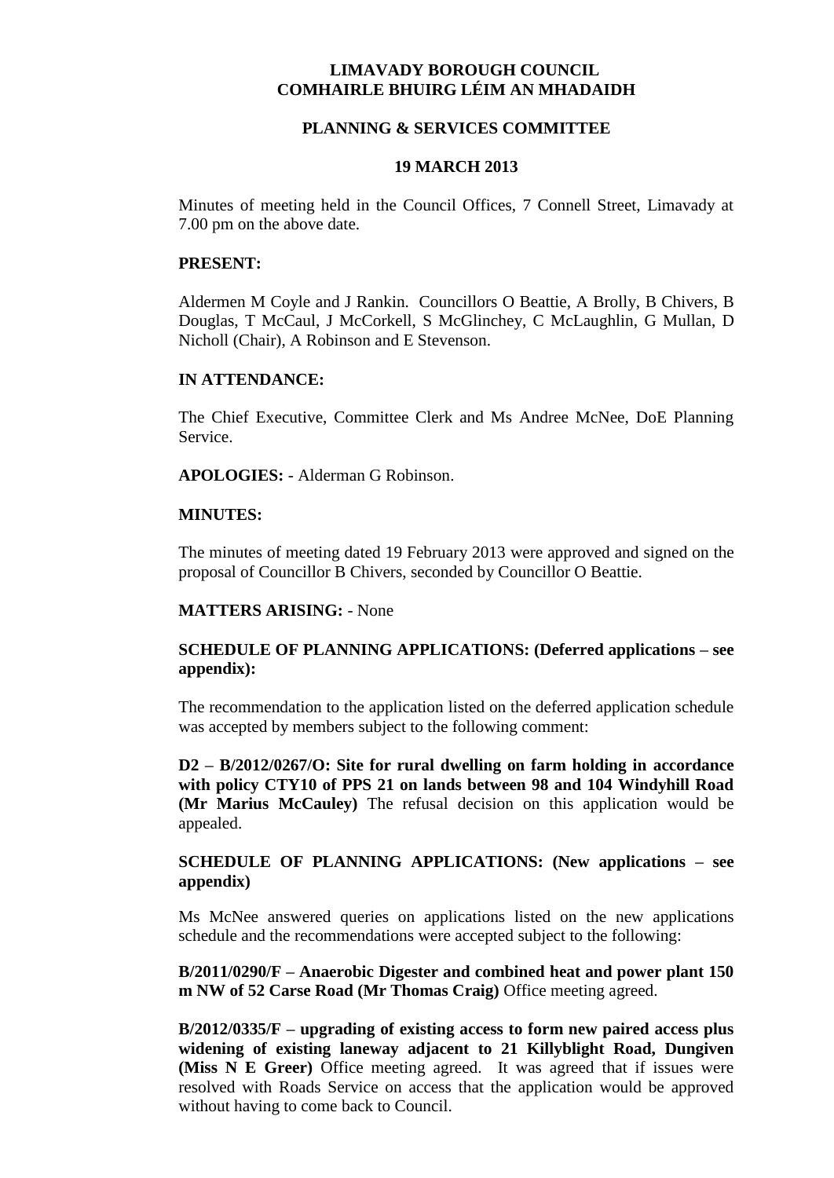# LIMAVADY BOROUGH COUNCIL
# COMHAIRLE BHUIRG LÉIM AN MHADAIDH

## PLANNING & SERVICES COMMITTEE

## 19 MARCH 2013

Minutes of meeting held in the Council Offices, 7 Connell Street, Limavady at 7.00 pm on the above date.

**PRESENT:**

Aldermen M Coyle and J Rankin. Councillors O Beattie, A Brolly, B Chivers, B Douglas, T McCaul, J McCorkell, S McGlinchey, C McLaughlin, G Mullan, D Nicholl (Chair), A Robinson and E Stevenson.

**IN ATTENDANCE:**

The Chief Executive, Committee Clerk and Ms Andree McNee, DoE Planning Service.

**APOLOGIES:** - Alderman G Robinson.

**MINUTES:**

The minutes of meeting dated 19 February 2013 were approved and signed on the proposal of Councillor B Chivers, seconded by Councillor O Beattie.

**MATTERS ARISING:** - None

**SCHEDULE OF PLANNING APPLICATIONS: (Deferred applications – see appendix):**

The recommendation to the application listed on the deferred application schedule was accepted by members subject to the following comment:

**D2 – B/2012/0267/O: Site for rural dwelling on farm holding in accordance with policy CTY10 of PPS 21 on lands between 98 and 104 Windyhill Road (Mr Marius McCauley)** The refusal decision on this application would be appealed.

**SCHEDULE OF PLANNING APPLICATIONS: (New applications – see appendix)**

Ms McNee answered queries on applications listed on the new applications schedule and the recommendations were accepted subject to the following:

**B/2011/0290/F – Anaerobic Digester and combined heat and power plant 150 m NW of 52 Carse Road (Mr Thomas Craig)** Office meeting agreed.

**B/2012/0335/F – upgrading of existing access to form new paired access plus widening of existing laneway adjacent to 21 Killyblight Road, Dungiven (Miss N E Greer)** Office meeting agreed. It was agreed that if issues were resolved with Roads Service on access that the application would be approved without having to come back to Council.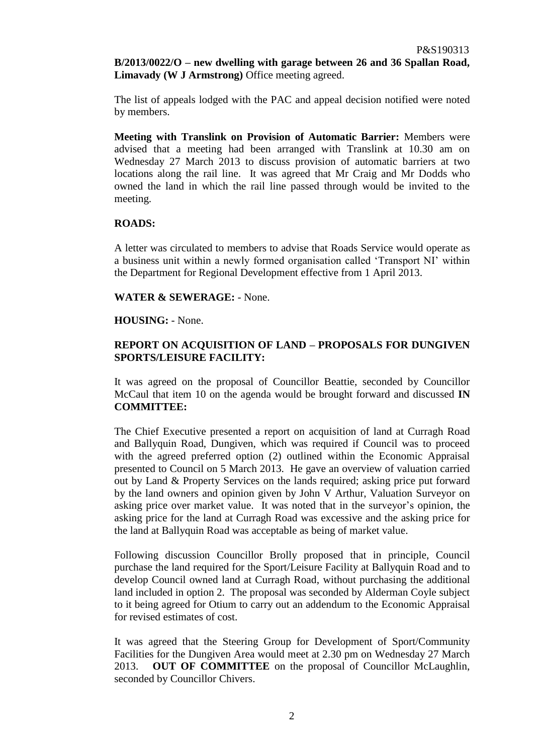**B/2013/0022/O – new dwelling with garage between 26 and 36 Spallan Road, Limavady (W J Armstrong)** Office meeting agreed.

The list of appeals lodged with the PAC and appeal decision notified were noted by members.

**Meeting with Translink on Provision of Automatic Barrier:** Members were advised that a meeting had been arranged with Translink at 10.30 am on Wednesday 27 March 2013 to discuss provision of automatic barriers at two locations along the rail line. It was agreed that Mr Craig and Mr Dodds who owned the land in which the rail line passed through would be invited to the meeting.

**ROADS:**

A letter was circulated to members to advise that Roads Service would operate as a business unit within a newly formed organisation called 'Transport NI' within the Department for Regional Development effective from 1 April 2013.

**WATER & SEWERAGE:** - None.

**HOUSING:** - None.

**REPORT ON ACQUISITION OF LAND – PROPOSALS FOR DUNGIVEN SPORTS/LEISURE FACILITY:**

It was agreed on the proposal of Councillor Beattie, seconded by Councillor McCaul that item 10 on the agenda would be brought forward and discussed **IN COMMITTEE:**

The Chief Executive presented a report on acquisition of land at Curragh Road and Ballyquin Road, Dungiven, which was required if Council was to proceed with the agreed preferred option (2) outlined within the Economic Appraisal presented to Council on 5 March 2013. He gave an overview of valuation carried out by Land & Property Services on the lands required; asking price put forward by the land owners and opinion given by John V Arthur, Valuation Surveyor on asking price over market value. It was noted that in the surveyor's opinion, the asking price for the land at Curragh Road was excessive and the asking price for the land at Ballyquin Road was acceptable as being of market value.

Following discussion Councillor Brolly proposed that in principle, Council purchase the land required for the Sport/Leisure Facility at Ballyquin Road and to develop Council owned land at Curragh Road, without purchasing the additional land included in option 2. The proposal was seconded by Alderman Coyle subject to it being agreed for Otium to carry out an addendum to the Economic Appraisal for revised estimates of cost.

It was agreed that the Steering Group for Development of Sport/Community Facilities for the Dungiven Area would meet at 2.30 pm on Wednesday 27 March 2013. **OUT OF COMMITTEE** on the proposal of Councillor McLaughlin, seconded by Councillor Chivers.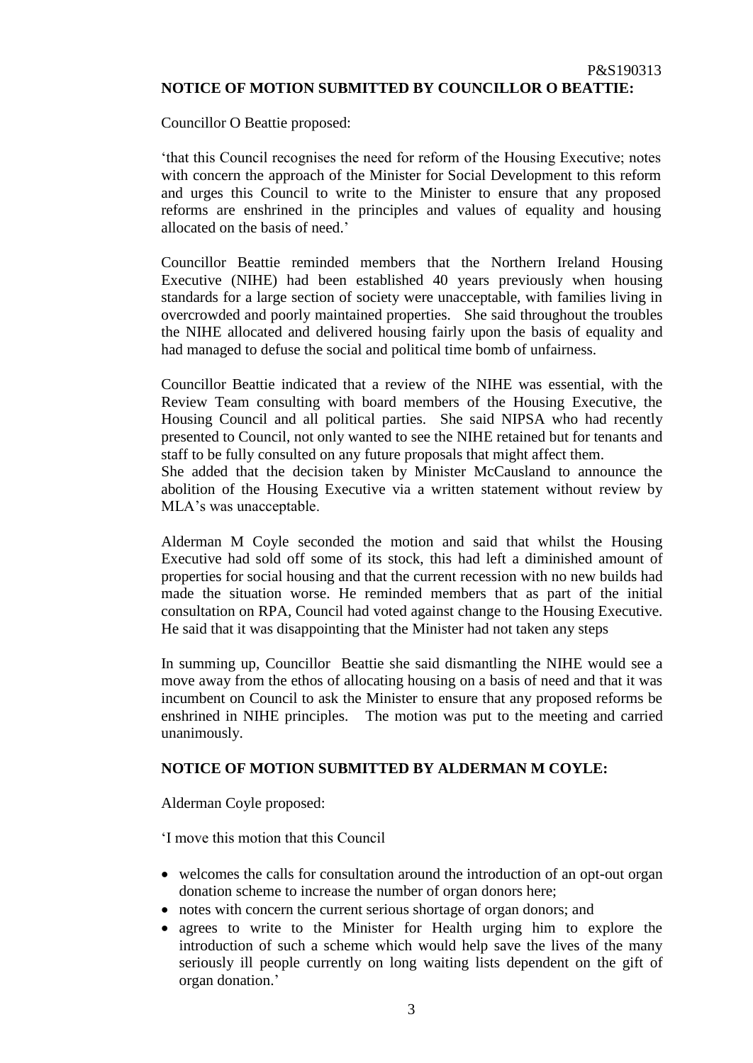P&S190313

**NOTICE OF MOTION SUBMITTED BY COUNCILLOR O BEATTIE:**

Councillor O Beattie proposed:

'that this Council recognises the need for reform of the Housing Executive; notes with concern the approach of the Minister for Social Development to this reform and urges this Council to write to the Minister to ensure that any proposed reforms are enshrined in the principles and values of equality and housing allocated on the basis of need.'

Councillor Beattie reminded members that the Northern Ireland Housing Executive (NIHE) had been established 40 years previously when housing standards for a large section of society were unacceptable, with families living in overcrowded and poorly maintained properties. She said throughout the troubles the NIHE allocated and delivered housing fairly upon the basis of equality and had managed to defuse the social and political time bomb of unfairness.

Councillor Beattie indicated that a review of the NIHE was essential, with the Review Team consulting with board members of the Housing Executive, the Housing Council and all political parties. She said NIPSA who had recently presented to Council, not only wanted to see the NIHE retained but for tenants and staff to be fully consulted on any future proposals that might affect them.
She added that the decision taken by Minister McCausland to announce the abolition of the Housing Executive via a written statement without review by MLA's was unacceptable.

Alderman M Coyle seconded the motion and said that whilst the Housing Executive had sold off some of its stock, this had left a diminished amount of properties for social housing and that the current recession with no new builds had made the situation worse. He reminded members that as part of the initial consultation on RPA, Council had voted against change to the Housing Executive. He said that it was disappointing that the Minister had not taken any steps

In summing up, Councillor Beattie she said dismantling the NIHE would see a move away from the ethos of allocating housing on a basis of need and that it was incumbent on Council to ask the Minister to ensure that any proposed reforms be enshrined in NIHE principles. The motion was put to the meeting and carried unanimously.

**NOTICE OF MOTION SUBMITTED BY ALDERMAN M COYLE:**

Alderman Coyle proposed:

'I move this motion that this Council

- welcomes the calls for consultation around the introduction of an opt-out organ donation scheme to increase the number of organ donors here;
- notes with concern the current serious shortage of organ donors; and
- agrees to write to the Minister for Health urging him to explore the introduction of such a scheme which would help save the lives of the many seriously ill people currently on long waiting lists dependent on the gift of organ donation.'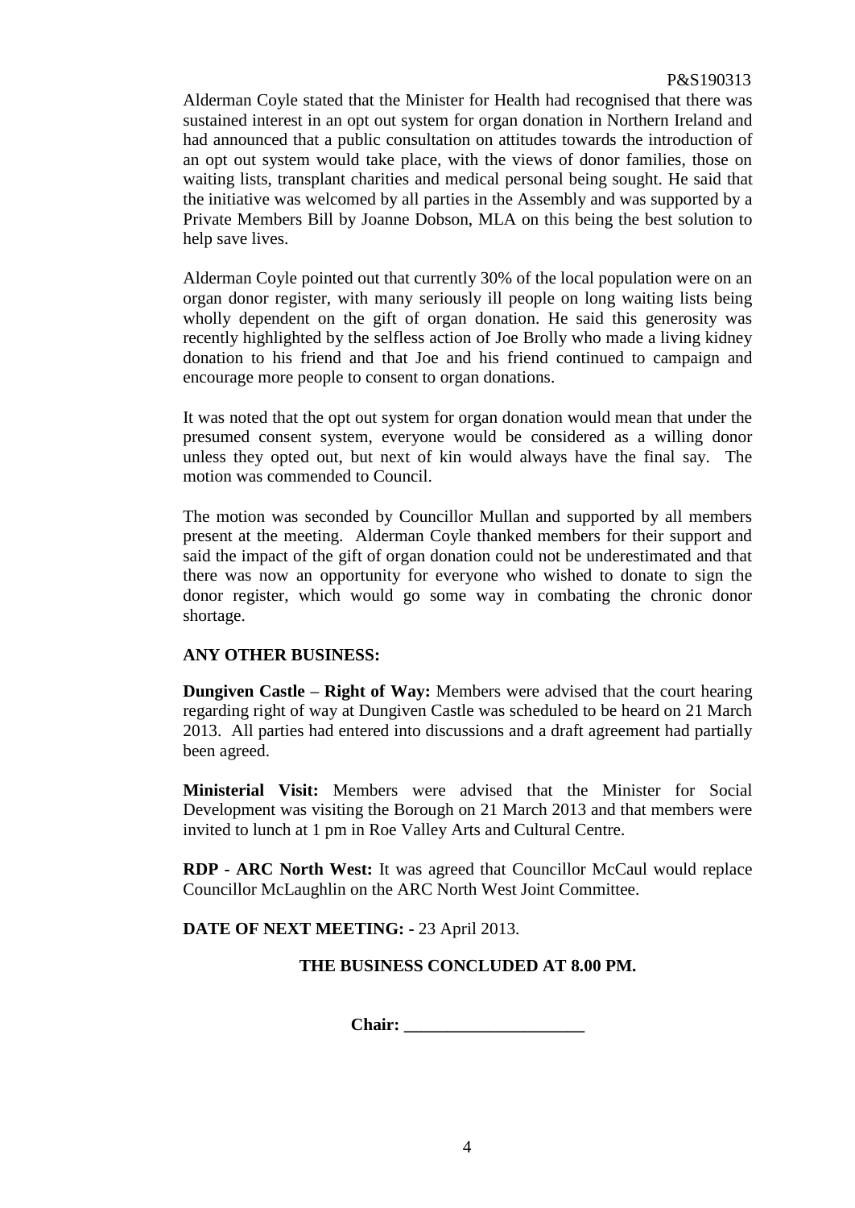Alderman Coyle stated that the Minister for Health had recognised that there was sustained interest in an opt out system for organ donation in Northern Ireland and had announced that a public consultation on attitudes towards the introduction of an opt out system would take place, with the views of donor families, those on waiting lists, transplant charities and medical personal being sought. He said that the initiative was welcomed by all parties in the Assembly and was supported by a Private Members Bill by Joanne Dobson, MLA on this being the best solution to help save lives.

Alderman Coyle pointed out that currently 30% of the local population were on an organ donor register, with many seriously ill people on long waiting lists being wholly dependent on the gift of organ donation. He said this generosity was recently highlighted by the selfless action of Joe Brolly who made a living kidney donation to his friend and that Joe and his friend continued to campaign and encourage more people to consent to organ donations.

It was noted that the opt out system for organ donation would mean that under the presumed consent system, everyone would be considered as a willing donor unless they opted out, but next of kin would always have the final say. The motion was commended to Council.

The motion was seconded by Councillor Mullan and supported by all members present at the meeting. Alderman Coyle thanked members for their support and said the impact of the gift of organ donation could not be underestimated and that there was now an opportunity for everyone who wished to donate to sign the donor register, which would go some way in combating the chronic donor shortage.

**ANY OTHER BUSINESS:**

**Dungiven Castle – Right of Way:** Members were advised that the court hearing regarding right of way at Dungiven Castle was scheduled to be heard on 21 March 2013. All parties had entered into discussions and a draft agreement had partially been agreed.

**Ministerial Visit:** Members were advised that the Minister for Social Development was visiting the Borough on 21 March 2013 and that members were invited to lunch at 1 pm in Roe Valley Arts and Cultural Centre.

**RDP - ARC North West:** It was agreed that Councillor McCaul would replace Councillor McLaughlin on the ARC North West Joint Committee.

**DATE OF NEXT MEETING: -** 23 April 2013.

**THE BUSINESS CONCLUDED AT 8.00 PM.**

**Chair: _____________________**